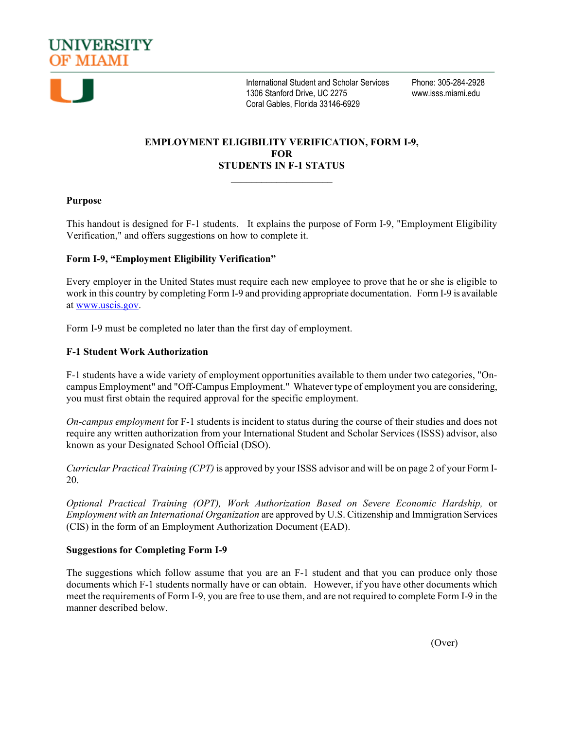UNIVERSITY OF MIAMI

International Student and Scholar Services
1306 Stanford Drive, UC 2275
Coral Gables, Florida 33146-6929

Phone: 305-284-2928
www.isss.miami.edu

# EMPLOYMENT ELIGIBILITY VERIFICATION, FORM I-9, FOR STUDENTS IN F-1 STATUS

## Purpose

This handout is designed for F-1 students. It explains the purpose of Form I-9, "Employment Eligibility Verification," and offers suggestions on how to complete it.

## Form I-9, "Employment Eligibility Verification"

Every employer in the United States must require each new employee to prove that he or she is eligible to work in this country by completing Form I-9 and providing appropriate documentation. Form I-9 is available at www.uscis.gov.

Form I-9 must be completed no later than the first day of employment.

## F-1 Student Work Authorization

F-1 students have a wide variety of employment opportunities available to them under two categories, "On-campus Employment" and "Off-Campus Employment." Whatever type of employment you are considering, you must first obtain the required approval for the specific employment.

*On-campus employment* for F-1 students is incident to status during the course of their studies and does not require any written authorization from your International Student and Scholar Services (ISSS) advisor, also known as your Designated School Official (DSO).

*Curricular Practical Training (CPT)* is approved by your ISSS advisor and will be on page 2 of your Form I-20.

*Optional Practical Training (OPT), Work Authorization Based on Severe Economic Hardship,* or *Employment with an International Organization* are approved by U.S. Citizenship and Immigration Services (CIS) in the form of an Employment Authorization Document (EAD).

## Suggestions for Completing Form I-9

The suggestions which follow assume that you are an F-1 student and that you can produce only those documents which F-1 students normally have or can obtain. However, if you have other documents which meet the requirements of Form I-9, you are free to use them, and are not required to complete Form I-9 in the manner described below.

(Over)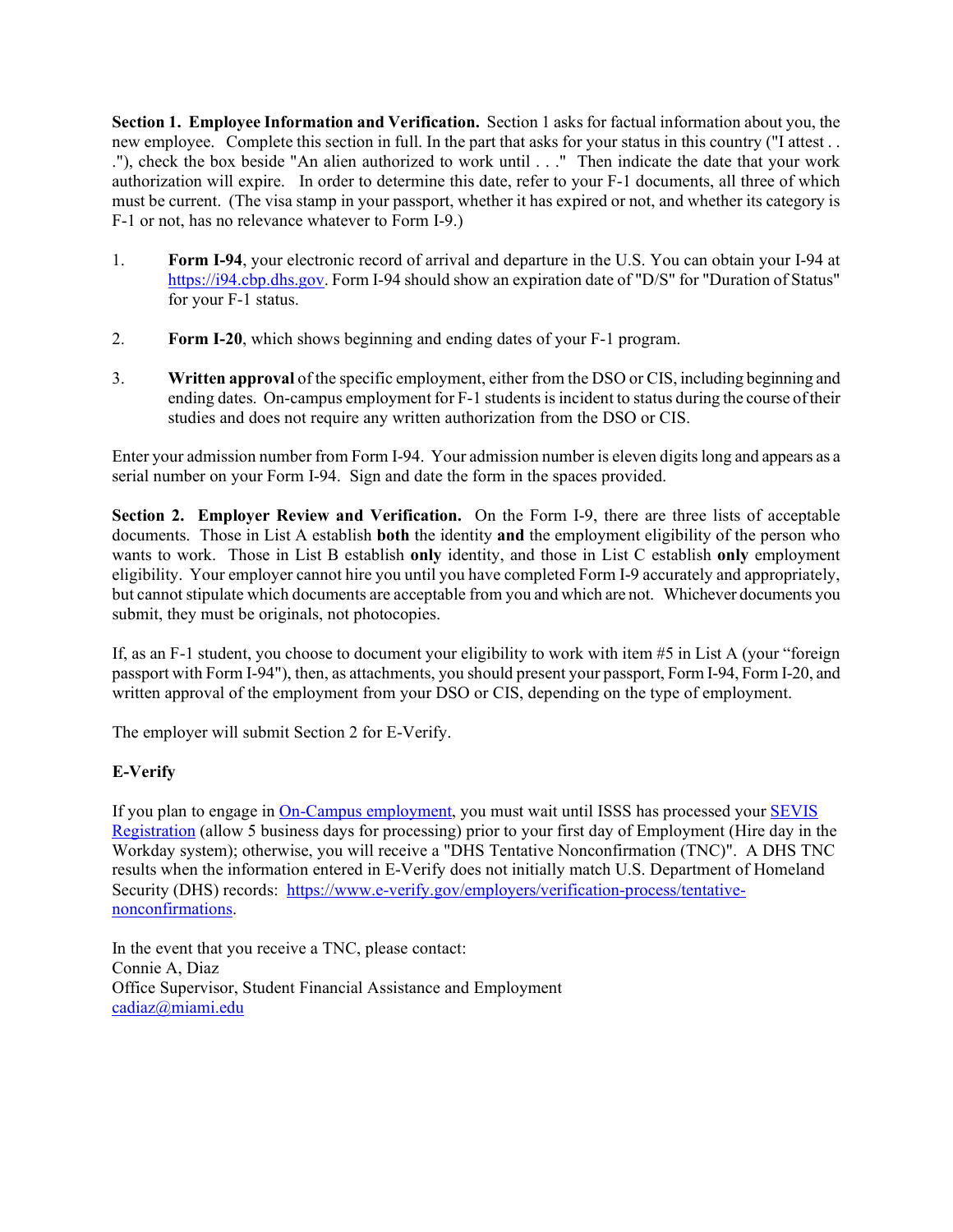**Section 1. Employee Information and Verification.** Section 1 asks for factual information about you, the new employee. Complete this section in full. In the part that asks for your status in this country ("I attest . . ."), check the box beside "An alien authorized to work until . . ." Then indicate the date that your work authorization will expire. In order to determine this date, refer to your F-1 documents, all three of which must be current. (The visa stamp in your passport, whether it has expired or not, and whether its category is F-1 or not, has no relevance whatever to Form I-9.)

1. **Form I-94**, your electronic record of arrival and departure in the U.S. You can obtain your I-94 at [https://i94.cbp.dhs.gov](https://i94.cbp.dhs.gov). Form I-94 should show an expiration date of "D/S" for "Duration of Status" for your F-1 status.

2. **Form I-20**, which shows beginning and ending dates of your F-1 program.

3. **Written approval** of the specific employment, either from the DSO or CIS, including beginning and ending dates. On-campus employment for F-1 students is incident to status during the course of their studies and does not require any written authorization from the DSO or CIS.

Enter your admission number from Form I-94. Your admission number is eleven digits long and appears as a serial number on your Form I-94. Sign and date the form in the spaces provided.

**Section 2. Employer Review and Verification.** On the Form I-9, there are three lists of acceptable documents. Those in List A establish **both** the identity **and** the employment eligibility of the person who wants to work. Those in List B establish **only** identity, and those in List C establish **only** employment eligibility. Your employer cannot hire you until you have completed Form I-9 accurately and appropriately, but cannot stipulate which documents are acceptable from you and which are not. Whichever documents you submit, they must be originals, not photocopies.

If, as an F-1 student, you choose to document your eligibility to work with item #5 in List A (your "foreign passport with Form I-94"), then, as attachments, you should present your passport, Form I-94, Form I-20, and written approval of the employment from your DSO or CIS, depending on the type of employment.

The employer will submit Section 2 for E-Verify.

**E-Verify**

If you plan to engage in On-Campus employment, you must wait until ISSS has processed your SEVIS Registration (allow 5 business days for processing) prior to your first day of Employment (Hire day in the Workday system); otherwise, you will receive a "DHS Tentative Nonconfirmation (TNC)". A DHS TNC results when the information entered in E-Verify does not initially match U.S. Department of Homeland Security (DHS) records: [https://www.e-verify.gov/employers/verification-process/tentative-nonconfirmations](https://www.e-verify.gov/employers/verification-process/tentative-nonconfirmations).

In the event that you receive a TNC, please contact:
Connie A, Diaz
Office Supervisor, Student Financial Assistance and Employment
cadiaz@miami.edu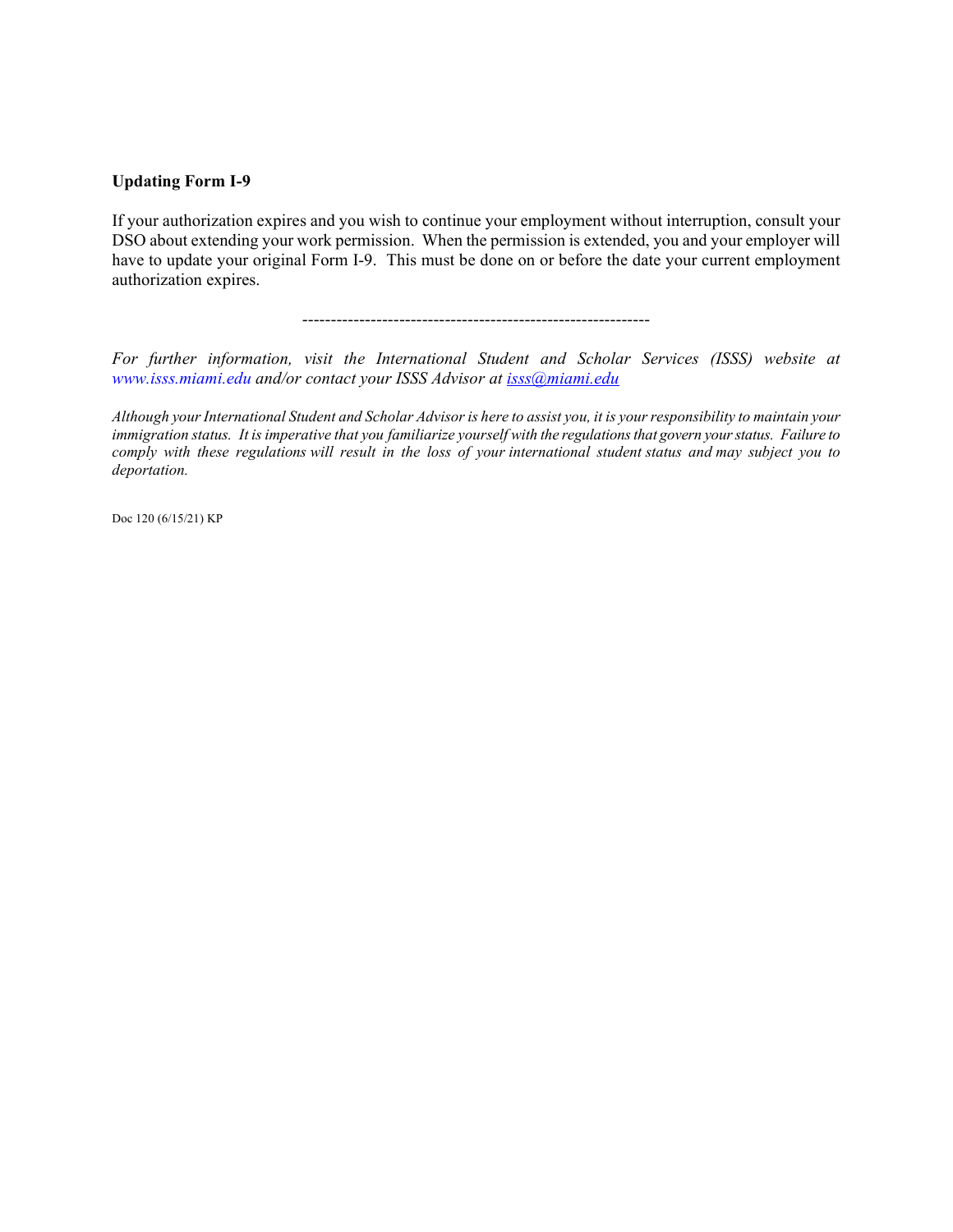**Updating Form I-9**

If your authorization expires and you wish to continue your employment without interruption, consult your DSO about extending your work permission. When the permission is extended, you and your employer will have to update your original Form I-9. This must be done on or before the date your current employment authorization expires.

------------------------------------------------------------

*For further information, visit the International Student and Scholar Services (ISSS) website at www.isss.miami.edu and/or contact your ISSS Advisor at isss@miami.edu*

*Although your International Student and Scholar Advisor is here to assist you, it is your responsibility to maintain your immigration status. It is imperative that you familiarize yourself with the regulations that govern your status. Failure to comply with these regulations will result in the loss of your international student status and may subject you to deportation.*

Doc 120 (6/15/21) KP